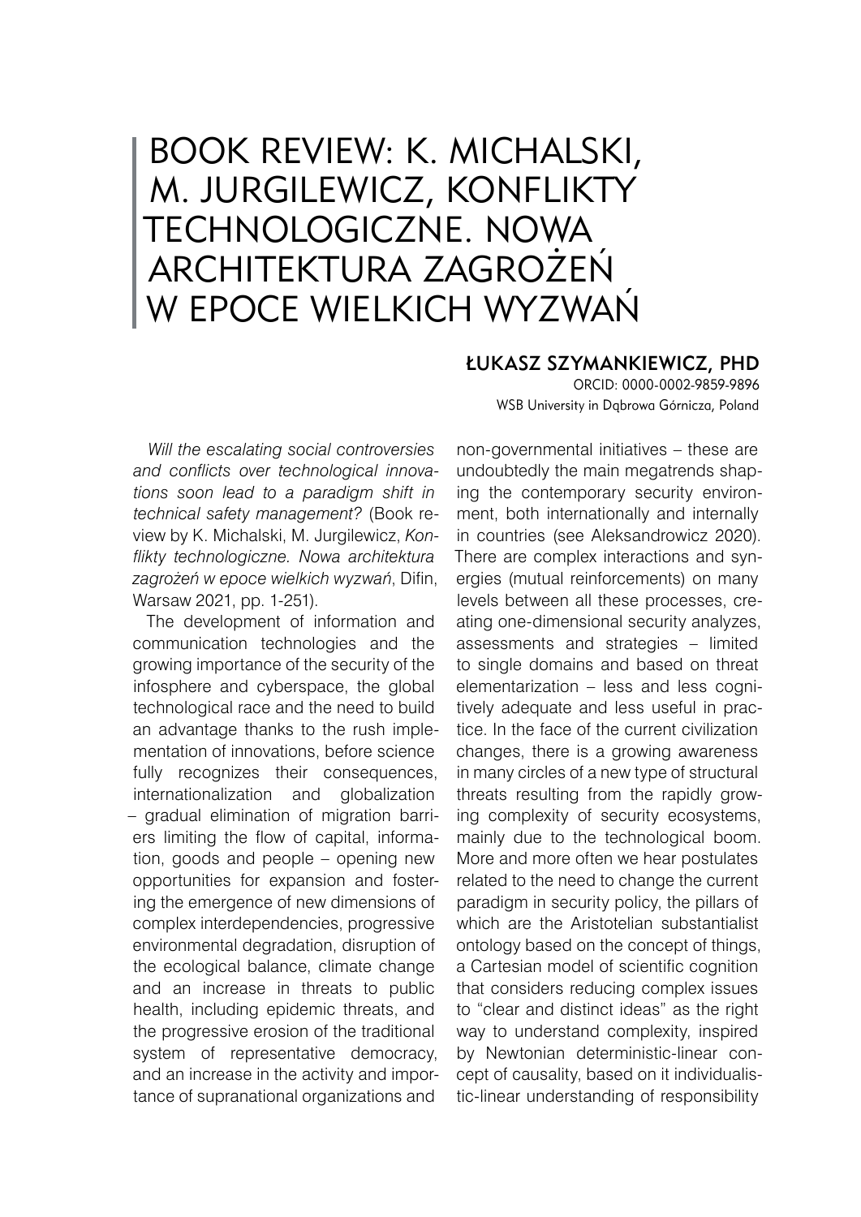# BOOK REVIEW: K. MICHALSKI, M. JURGILEWICZ, KONFLIKTY TECHNOLOGICZNE. NOWA ARCHITEKTURA ZAGROŻEŃ W EPOCE WIELKICH WYZWAŃ

**ŁUKASZ SZYMANKIEWICZ, PHD**

ORCID: 0000-0002-9859-9896

WSB University in Dąbrowa Górnicza, Poland

*Will the escalating social controversies and conflicts over technological innovations soon lead to a paradigm shift in technical safety management?* (Book review by K. Michalski, M. Jurgilewicz, *Konflikty technologiczne. Nowa architektura zagrożeń w epoce wielkich wyzwań*, Difin, Warsaw 2021, pp. 1-251).

The development of information and communication technologies and the growing importance of the security of the infosphere and cyberspace, the global technological race and the need to build an advantage thanks to the rush implementation of innovations, before science fully recognizes their consequences, internationalization and globalization – gradual elimination of migration barriers limiting the flow of capital, information, goods and people – opening new opportunities for expansion and fostering the emergence of new dimensions of complex interdependencies, progressive environmental degradation, disruption of the ecological balance, climate change and an increase in threats to public health, including epidemic threats, and the progressive erosion of the traditional system of representative democracy, and an increase in the activity and importance of supranational organizations and non-governmental initiatives – these are undoubtedly the main megatrends shaping the contemporary security environment, both internationally and internally in countries (see Aleksandrowicz 2020). There are complex interactions and synergies (mutual reinforcements) on many levels between all these processes, creating one-dimensional security analyzes, assessments and strategies – limited to single domains and based on threat elementarization – less and less cognitively adequate and less useful in practice. In the face of the current civilization changes, there is a growing awareness in many circles of a new type of structural threats resulting from the rapidly growing complexity of security ecosystems, mainly due to the technological boom. More and more often we hear postulates related to the need to change the current paradigm in security policy, the pillars of which are the Aristotelian substantialist ontology based on the concept of things, a Cartesian model of scientific cognition that considers reducing complex issues to "clear and distinct ideas" as the right way to understand complexity, inspired by Newtonian deterministic-linear concept of causality, based on it individualistic-linear understanding of responsibility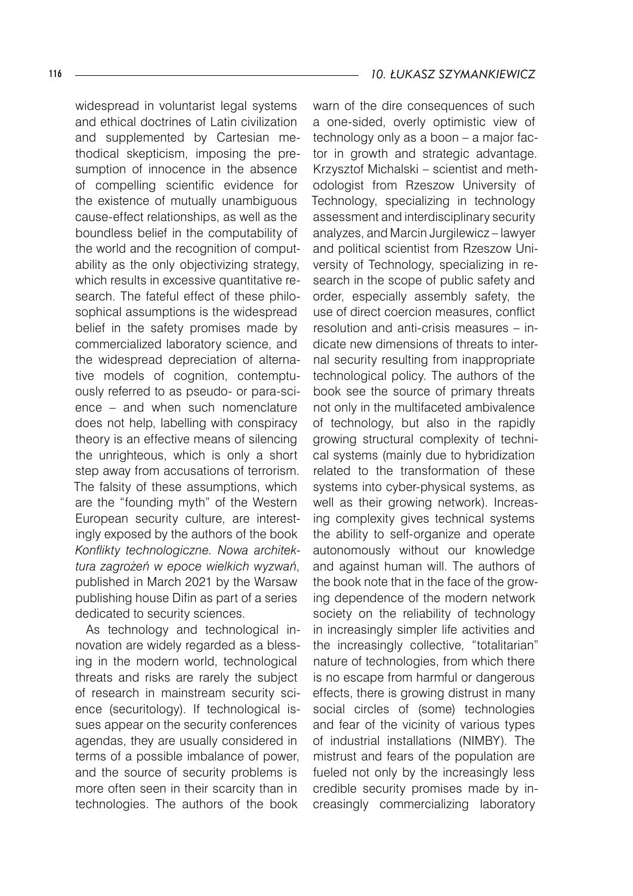widespread in voluntarist legal systems and ethical doctrines of Latin civilization and supplemented by Cartesian methodical skepticism, imposing the presumption of innocence in the absence of compelling scientific evidence for the existence of mutually unambiguous cause-effect relationships, as well as the boundless belief in the computability of the world and the recognition of computability as the only objectivizing strategy, which results in excessive quantitative research. The fateful effect of these philosophical assumptions is the widespread belief in the safety promises made by commercialized laboratory science, and the widespread depreciation of alternative models of cognition, contemptuously referred to as pseudo- or para-science – and when such nomenclature does not help, labelling with conspiracy theory is an effective means of silencing the unrighteous, which is only a short step away from accusations of terrorism. The falsity of these assumptions, which are the "founding myth" of the Western European security culture, are interestingly exposed by the authors of the book *Konflikty technologiczne. Nowa architektura zagrożeń w epoce wielkich wyzwań*, published in March 2021 by the Warsaw publishing house Difin as part of a series dedicated to security sciences.

As technology and technological innovation are widely regarded as a blessing in the modern world, technological threats and risks are rarely the subject of research in mainstream security science (securitology). If technological issues appear on the security conferences agendas, they are usually considered in terms of a possible imbalance of power, and the source of security problems is more often seen in their scarcity than in technologies. The authors of the book warn of the dire consequences of such a one-sided, overly optimistic view of technology only as a boon – a major factor in growth and strategic advantage. Krzysztof Michalski – scientist and methodologist from Rzeszow University of Technology, specializing in technology assessment and interdisciplinary security analyzes, and Marcin Jurgilewicz – lawyer and political scientist from Rzeszow University of Technology, specializing in research in the scope of public safety and order, especially assembly safety, the use of direct coercion measures, conflict resolution and anti-crisis measures – indicate new dimensions of threats to internal security resulting from inappropriate technological policy. The authors of the book see the source of primary threats not only in the multifaceted ambivalence of technology, but also in the rapidly growing structural complexity of technical systems (mainly due to hybridization related to the transformation of these systems into cyber-physical systems, as well as their growing network). Increasing complexity gives technical systems the ability to self-organize and operate autonomously without our knowledge and against human will. The authors of the book note that in the face of the growing dependence of the modern network society on the reliability of technology in increasingly simpler life activities and the increasingly collective, "totalitarian" nature of technologies, from which there is no escape from harmful or dangerous effects, there is growing distrust in many social circles of (some) technologies and fear of the vicinity of various types of industrial installations (NIMBY). The mistrust and fears of the population are fueled not only by the increasingly less credible security promises made by increasingly commercializing laboratory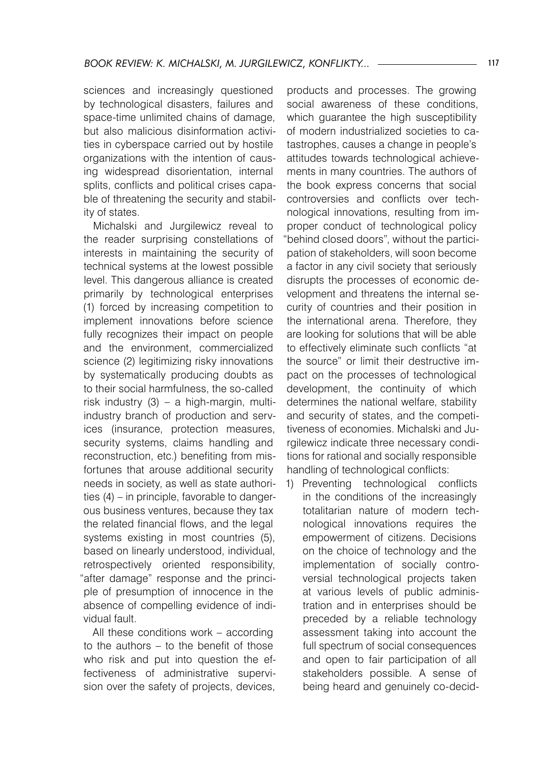sciences and increasingly questioned by technological disasters, failures and space-time unlimited chains of damage, but also malicious disinformation activities in cyberspace carried out by hostile organizations with the intention of causing widespread disorientation, internal splits, conflicts and political crises capable of threatening the security and stability of states.

Michalski and Jurgilewicz reveal to the reader surprising constellations of interests in maintaining the security of technical systems at the lowest possible level. This dangerous alliance is created primarily by technological enterprises (1) forced by increasing competition to implement innovations before science fully recognizes their impact on people and the environment, commercialized science (2) legitimizing risky innovations by systematically producing doubts as to their social harmfulness, the so-called risk industry (3) – a high-margin, multi-industry branch of production and services (insurance, protection measures, security systems, claims handling and reconstruction, etc.) benefiting from misfortunes that arouse additional security needs in society, as well as state authorities (4) – in principle, favorable to dangerous business ventures, because they tax the related financial flows, and the legal systems existing in most countries (5), based on linearly understood, individual, retrospectively oriented responsibility, "after damage" response and the principle of presumption of innocence in the absence of compelling evidence of individual fault.

All these conditions work – according to the authors – to the benefit of those who risk and put into question the effectiveness of administrative supervision over the safety of projects, devices, products and processes. The growing social awareness of these conditions, which guarantee the high susceptibility of modern industrialized societies to catastrophes, causes a change in people's attitudes towards technological achievements in many countries. The authors of the book express concerns that social controversies and conflicts over technological innovations, resulting from improper conduct of technological policy "behind closed doors", without the participation of stakeholders, will soon become a factor in any civil society that seriously disrupts the processes of economic development and threatens the internal security of countries and their position in the international arena. Therefore, they are looking for solutions that will be able to effectively eliminate such conflicts "at the source" or limit their destructive impact on the processes of technological development, the continuity of which determines the national welfare, stability and security of states, and the competitiveness of economies. Michalski and Jurgilewicz indicate three necessary conditions for rational and socially responsible handling of technological conflicts:

1) Preventing technological conflicts in the conditions of the increasingly totalitarian nature of modern technological innovations requires the empowerment of citizens. Decisions on the choice of technology and the implementation of socially controversial technological projects taken at various levels of public administration and in enterprises should be preceded by a reliable technology assessment taking into account the full spectrum of social consequences and open to fair participation of all stakeholders possible. A sense of being heard and genuinely co-decid-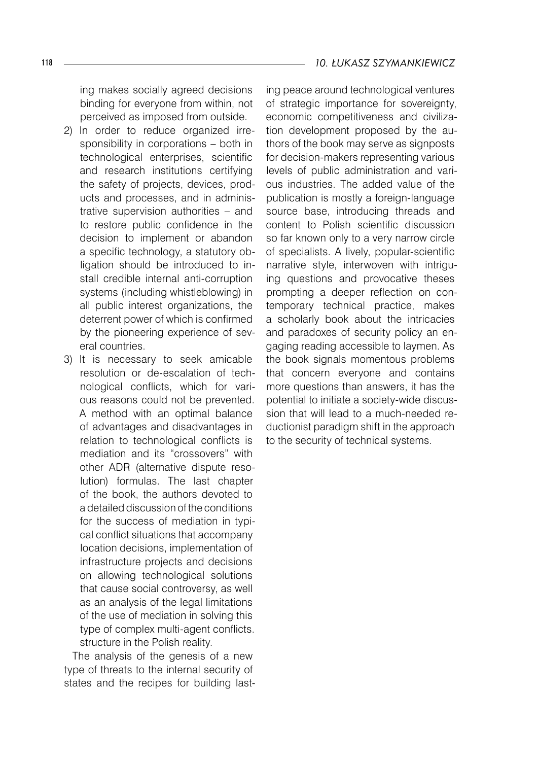ing makes socially agreed decisions binding for everyone from within, not perceived as imposed from outside.

2) In order to reduce organized irresponsibility in corporations – both in technological enterprises, scientific and research institutions certifying the safety of projects, devices, products and processes, and in administrative supervision authorities – and to restore public confidence in the decision to implement or abandon a specific technology, a statutory obligation should be introduced to install credible internal anti-corruption systems (including whistleblowing) in all public interest organizations, the deterrent power of which is confirmed by the pioneering experience of several countries.
3) It is necessary to seek amicable resolution or de-escalation of technological conflicts, which for various reasons could not be prevented. A method with an optimal balance of advantages and disadvantages in relation to technological conflicts is mediation and its "crossovers" with other ADR (alternative dispute resolution) formulas. The last chapter of the book, the authors devoted to a detailed discussion of the conditions for the success of mediation in typical conflict situations that accompany location decisions, implementation of infrastructure projects and decisions on allowing technological solutions that cause social controversy, as well as an analysis of the legal limitations of the use of mediation in solving this type of complex multi-agent conflicts. structure in the Polish reality.

The analysis of the genesis of a new type of threats to the internal security of states and the recipes for building lasting peace around technological ventures of strategic importance for sovereignty, economic competitiveness and civilization development proposed by the authors of the book may serve as signposts for decision-makers representing various levels of public administration and various industries. The added value of the publication is mostly a foreign-language source base, introducing threads and content to Polish scientific discussion so far known only to a very narrow circle of specialists. A lively, popular-scientific narrative style, interwoven with intriguing questions and provocative theses prompting a deeper reflection on contemporary technical practice, makes a scholarly book about the intricacies and paradoxes of security policy an engaging reading accessible to laymen. As the book signals momentous problems that concern everyone and contains more questions than answers, it has the potential to initiate a society-wide discussion that will lead to a much-needed reductionist paradigm shift in the approach to the security of technical systems.